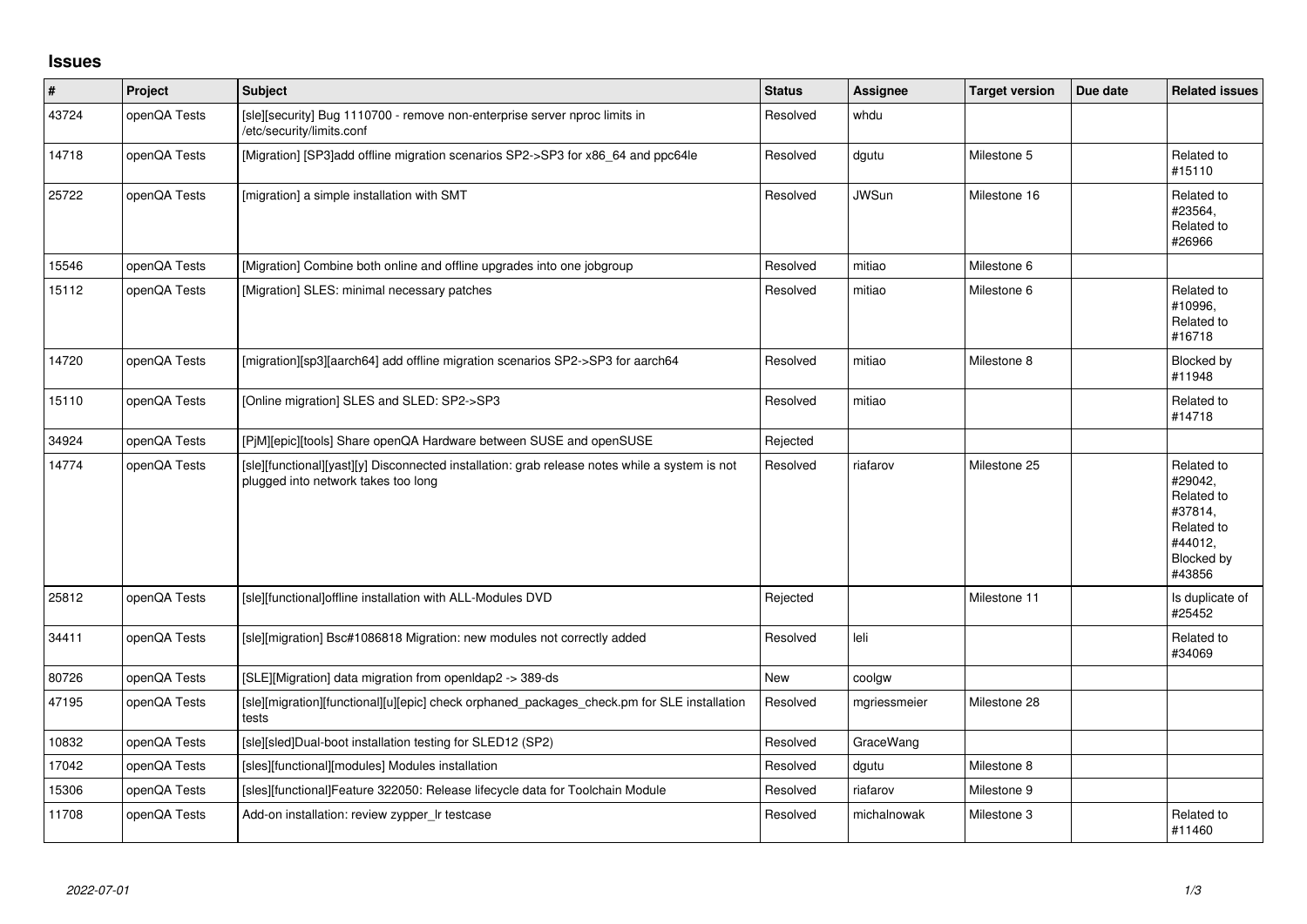## Issues

| # | Project | Subject | Status | Assignee | Target version | Due date | Related issues |
|---|---|---|---|---|---|---|---|
| 43724 | openQA Tests | [sle][security] Bug 1110700 - remove non-enterprise server nproc limits in /etc/security/limits.conf | Resolved | whdu | | | |
| 14718 | openQA Tests | [Migration] [SP3]add offline migration scenarios SP2->SP3 for x86_64 and ppc64le | Resolved | dgutu | Milestone 5 | | Related to #15110 |
| 25722 | openQA Tests | [migration] a simple installation with SMT | Resolved | JWSun | Milestone 16 | | Related to #23564, Related to #26966 |
| 15546 | openQA Tests | [Migration] Combine both online and offline upgrades into one jobgroup | Resolved | mitiao | Milestone 6 | | |
| 15112 | openQA Tests | [Migration] SLES: minimal necessary patches | Resolved | mitiao | Milestone 6 | | Related to #10996, Related to #16718 |
| 14720 | openQA Tests | [migration][sp3][aarch64] add offline migration scenarios SP2->SP3 for aarch64 | Resolved | mitiao | Milestone 8 | | Blocked by #11948 |
| 15110 | openQA Tests | [Online migration] SLES and SLED: SP2->SP3 | Resolved | mitiao | | | Related to #14718 |
| 34924 | openQA Tests | [PjM][epic][tools] Share openQA Hardware between SUSE and openSUSE | Rejected | | | | |
| 14774 | openQA Tests | [sle][functional][yast][y] Disconnected installation: grab release notes while a system is not plugged into network takes too long | Resolved | riafarov | Milestone 25 | | Related to #29042, Related to #37814, Related to #44012, Blocked by #43856 |
| 25812 | openQA Tests | [sle][functional]offline installation with ALL-Modules DVD | Rejected | | Milestone 11 | | Is duplicate of #25452 |
| 34411 | openQA Tests | [sle][migration] Bsc#1086818 Migration: new modules not correctly added | Resolved | leli | | | Related to #34069 |
| 80726 | openQA Tests | [SLE][Migration] data migration from openldap2 -> 389-ds | New | coolgw | | | |
| 47195 | openQA Tests | [sle][migration][functional][u][epic] check orphaned_packages_check.pm for SLE installation tests | Resolved | mgriessmeier | Milestone 28 | | |
| 10832 | openQA Tests | [sle][sled]Dual-boot installation testing for SLED12 (SP2) | Resolved | GraceWang | | | |
| 17042 | openQA Tests | [sles][functional][modules] Modules installation | Resolved | dgutu | Milestone 8 | | |
| 15306 | openQA Tests | [sles][functional]Feature 322050: Release lifecycle data for Toolchain Module | Resolved | riafarov | Milestone 9 | | |
| 11708 | openQA Tests | Add-on installation: review zypper_lr testcase | Resolved | michalnowak | Milestone 3 | | Related to #11460 |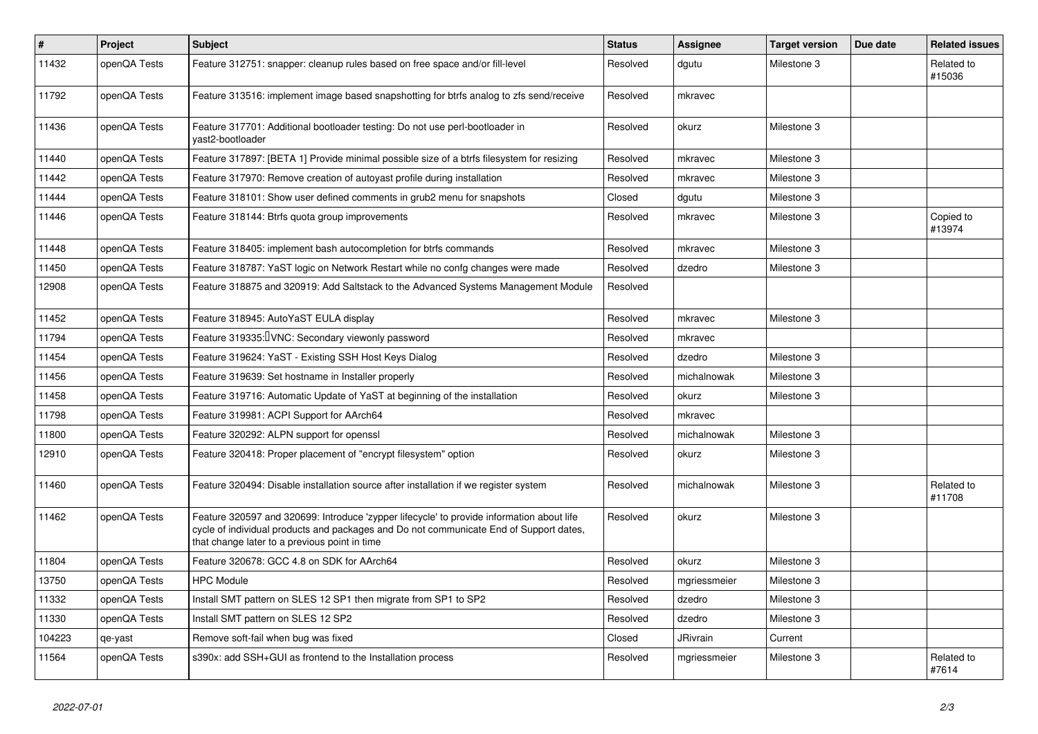| # | Project | Subject | Status | Assignee | Target version | Due date | Related issues |
|---|---|---|---|---|---|---|---|
| 11432 | openQA Tests | Feature 312751: snapper: cleanup rules based on free space and/or fill-level | Resolved | dgutu | Milestone 3 | | Related to #15036 |
| 11792 | openQA Tests | Feature 313516: implement image based snapshotting for btrfs analog to zfs send/receive | Resolved | mkravec | | | |
| 11436 | openQA Tests | Feature 317701: Additional bootloader testing: Do not use perl-bootloader in yast2-bootloader | Resolved | okurz | Milestone 3 | | |
| 11440 | openQA Tests | Feature 317897: [BETA 1] Provide minimal possible size of a btrfs filesystem for resizing | Resolved | mkravec | Milestone 3 | | |
| 11442 | openQA Tests | Feature 317970: Remove creation of autoyast profile during installation | Resolved | mkravec | Milestone 3 | | |
| 11444 | openQA Tests | Feature 318101: Show user defined comments in grub2 menu for snapshots | Closed | dgutu | Milestone 3 | | |
| 11446 | openQA Tests | Feature 318144: Btrfs quota group improvements | Resolved | mkravec | Milestone 3 | | Copied to #13974 |
| 11448 | openQA Tests | Feature 318405: implement bash autocompletion for btrfs commands | Resolved | mkravec | Milestone 3 | | |
| 11450 | openQA Tests | Feature 318787: YaST logic on Network Restart while no confg changes were made | Resolved | dzedro | Milestone 3 | | |
| 12908 | openQA Tests | Feature 318875 and 320919: Add Saltstack to the Advanced Systems Management Module | Resolved | | | | |
| 11452 | openQA Tests | Feature 318945: AutoYaST EULA display | Resolved | mkravec | Milestone 3 | | |
| 11794 | openQA Tests | Feature 319335: VNC: Secondary viewonly password | Resolved | mkravec | | | |
| 11454 | openQA Tests | Feature 319624: YaST - Existing SSH Host Keys Dialog | Resolved | dzedro | Milestone 3 | | |
| 11456 | openQA Tests | Feature 319639: Set hostname in Installer properly | Resolved | michalnowak | Milestone 3 | | |
| 11458 | openQA Tests | Feature 319716: Automatic Update of YaST at beginning of the installation | Resolved | okurz | Milestone 3 | | |
| 11798 | openQA Tests | Feature 319981: ACPI Support for AArch64 | Resolved | mkravec | | | |
| 11800 | openQA Tests | Feature 320292: ALPN support for openssl | Resolved | michalnowak | Milestone 3 | | |
| 12910 | openQA Tests | Feature 320418: Proper placement of "encrypt filesystem" option | Resolved | okurz | Milestone 3 | | |
| 11460 | openQA Tests | Feature 320494: Disable installation source after installation if we register system | Resolved | michalnowak | Milestone 3 | | Related to #11708 |
| 11462 | openQA Tests | Feature 320597 and 320699: Introduce 'zypper lifecycle' to provide information about life cycle of individual products and packages and Do not communicate End of Support dates, that change later to a previous point in time | Resolved | okurz | Milestone 3 | | |
| 11804 | openQA Tests | Feature 320678: GCC 4.8 on SDK for AArch64 | Resolved | okurz | Milestone 3 | | |
| 13750 | openQA Tests | HPC Module | Resolved | mgriessmeier | Milestone 3 | | |
| 11332 | openQA Tests | Install SMT pattern on SLES 12 SP1 then migrate from SP1 to SP2 | Resolved | dzedro | Milestone 3 | | |
| 11330 | openQA Tests | Install SMT pattern on SLES 12 SP2 | Resolved | dzedro | Milestone 3 | | |
| 104223 | qe-yast | Remove soft-fail when bug was fixed | Closed | JRivrain | Current | | |
| 11564 | openQA Tests | s390x: add SSH+GUI as frontend to the Installation process | Resolved | mgriessmeier | Milestone 3 | | Related to #7614 |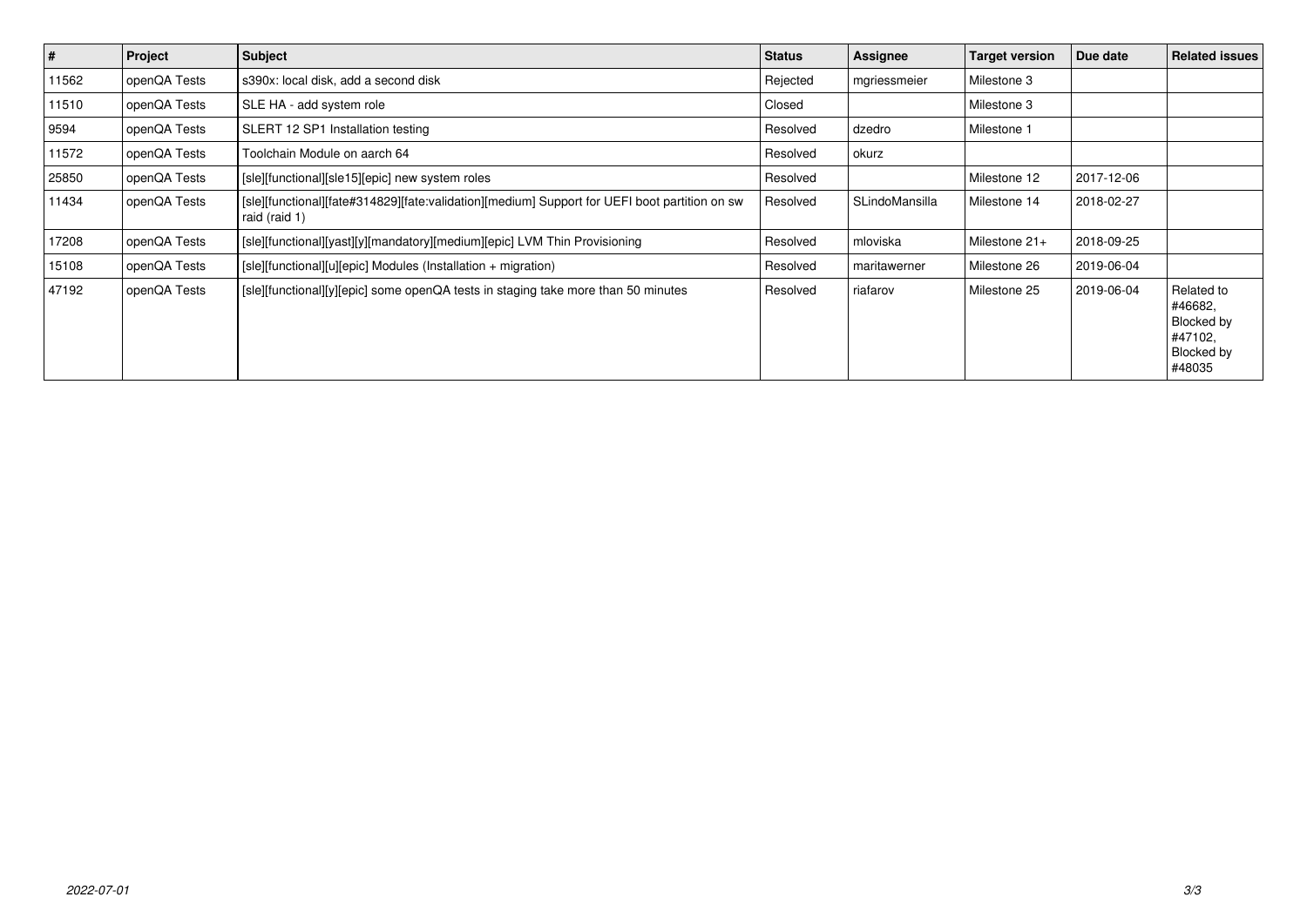| # | Project | Subject | Status | Assignee | Target version | Due date | Related issues |
|---|---|---|---|---|---|---|---|
| 11562 | openQA Tests | s390x: local disk, add a second disk | Rejected | mgriessmeier | Milestone 3 | | |
| 11510 | openQA Tests | SLE HA - add system role | Closed | | Milestone 3 | | |
| 9594 | openQA Tests | SLERT 12 SP1 Installation testing | Resolved | dzedro | Milestone 1 | | |
| 11572 | openQA Tests | Toolchain Module on aarch 64 | Resolved | okurz | | | |
| 25850 | openQA Tests | [sle][functional][sle15][epic] new system roles | Resolved | | Milestone 12 | 2017-12-06 | |
| 11434 | openQA Tests | [sle][functional][fate#314829][fate:validation][medium] Support for UEFI boot partition on sw raid (raid 1) | Resolved | SLindoMansilla | Milestone 14 | 2018-02-27 | |
| 17208 | openQA Tests | [sle][functional][yast][y][mandatory][medium][epic] LVM Thin Provisioning | Resolved | mloviska | Milestone 21+ | 2018-09-25 | |
| 15108 | openQA Tests | [sle][functional][u][epic] Modules (Installation + migration) | Resolved | maritawerner | Milestone 26 | 2019-06-04 | |
| 47192 | openQA Tests | [sle][functional][y][epic] some openQA tests in staging take more than 50 minutes | Resolved | riafarov | Milestone 25 | 2019-06-04 | Related to #46682, Blocked by #47102, Blocked by #48035 |